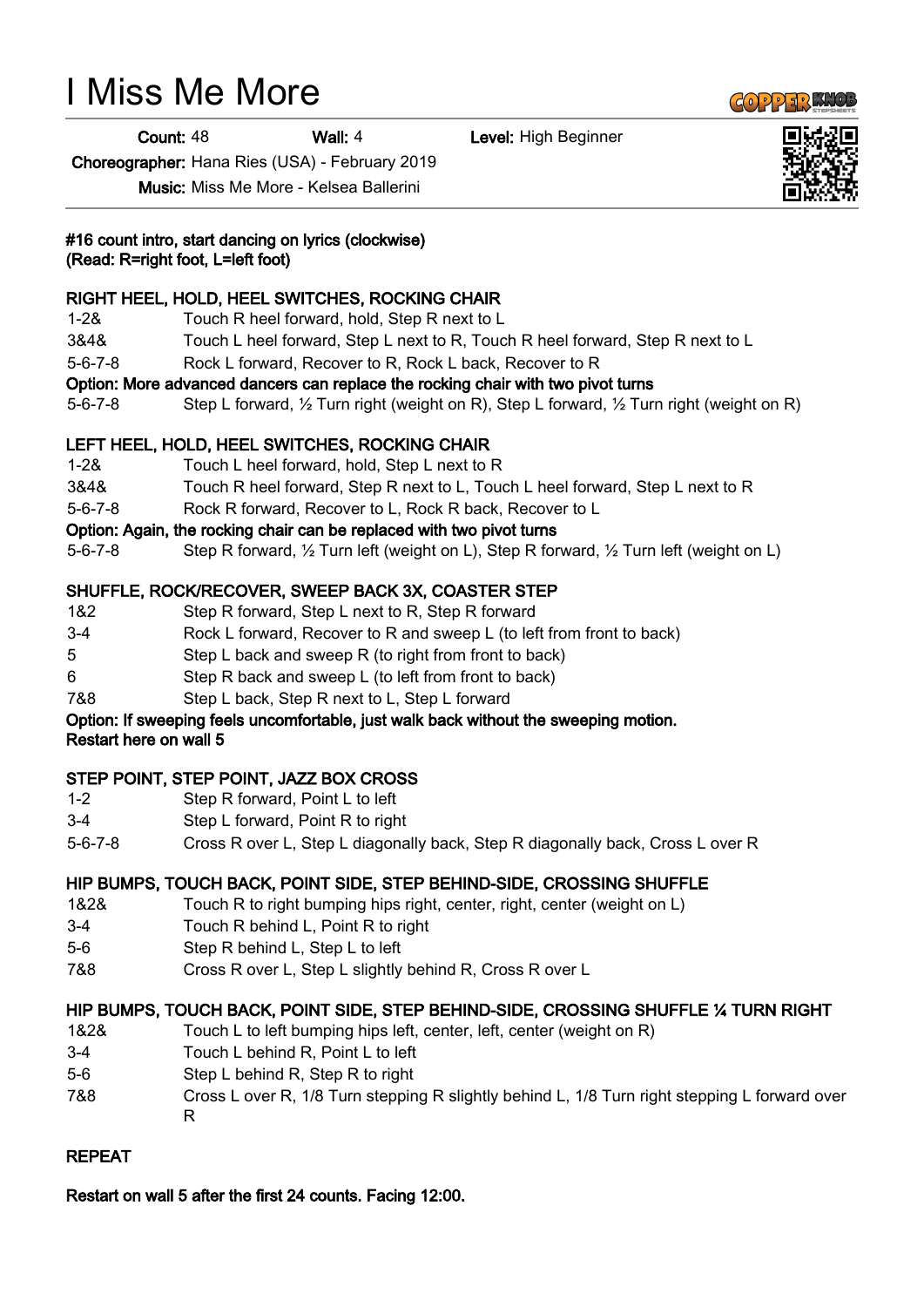# I Miss Me More

**Count:** 48 **Wall:** 4 **Level:** High Beginner

**Choreographer:** Hana Ries (USA) - February 2019

**Music:** Miss Me More - Kelsea Ballerini

**#16 count intro, start dancing on lyrics (clockwise)**
**(Read: R=right foot, L=left foot)**

**RIGHT HEEL, HOLD, HEEL SWITCHES, ROCKING CHAIR**

| | |
|---|---|
| 1-2& | Touch R heel forward, hold, Step R next to L |
| 3&4& | Touch L heel forward, Step L next to R, Touch R heel forward, Step R next to L |
| 5-6-7-8 | Rock L forward, Recover to R, Rock L back, Recover to R |

**Option: More advanced dancers can replace the rocking chair with two pivot turns**

| | |
|---|---|
| 5-6-7-8 | Step L forward, ½ Turn right (weight on R), Step L forward, ½ Turn right (weight on R) |

**LEFT HEEL, HOLD, HEEL SWITCHES, ROCKING CHAIR**

| | |
|---|---|
| 1-2& | Touch L heel forward, hold, Step L next to R |
| 3&4& | Touch R heel forward, Step R next to L, Touch L heel forward, Step L next to R |
| 5-6-7-8 | Rock R forward, Recover to L, Rock R back, Recover to L |

**Option: Again, the rocking chair can be replaced with two pivot turns**

| | |
|---|---|
| 5-6-7-8 | Step R forward, ½ Turn left (weight on L), Step R forward, ½ Turn left (weight on L) |

**SHUFFLE, ROCK/RECOVER, SWEEP BACK 3X, COASTER STEP**

| | |
|---|---|
| 1&2 | Step R forward, Step L next to R, Step R forward |
| 3-4 | Rock L forward, Recover to R and sweep L (to left from front to back) |
| 5 | Step L back and sweep R (to right from front to back) |
| 6 | Step R back and sweep L (to left from front to back) |
| 7&8 | Step L back, Step R next to L, Step L forward |

**Option: If sweeping feels uncomfortable, just walk back without the sweeping motion.**
**Restart here on wall 5**

**STEP POINT, STEP POINT, JAZZ BOX CROSS**

| | |
|---|---|
| 1-2 | Step R forward, Point L to left |
| 3-4 | Step L forward, Point R to right |
| 5-6-7-8 | Cross R over L, Step L diagonally back, Step R diagonally back, Cross L over R |

**HIP BUMPS, TOUCH BACK, POINT SIDE, STEP BEHIND-SIDE, CROSSING SHUFFLE**

| | |
|---|---|
| 1&2& | Touch R to right bumping hips right, center, right, center (weight on L) |
| 3-4 | Touch R behind L, Point R to right |
| 5-6 | Step R behind L, Step L to left |
| 7&8 | Cross R over L, Step L slightly behind R, Cross R over L |

**HIP BUMPS, TOUCH BACK, POINT SIDE, STEP BEHIND-SIDE, CROSSING SHUFFLE ¼ TURN RIGHT**

| | |
|---|---|
| 1&2& | Touch L to left bumping hips left, center, left, center (weight on R) |
| 3-4 | Touch L behind R, Point L to left |
| 5-6 | Step L behind R, Step R to right |
| 7&8 | Cross L over R, 1/8 Turn stepping R slightly behind L, 1/8 Turn right stepping L forward over R |

**REPEAT**

**Restart on wall 5 after the first 24 counts. Facing 12:00.**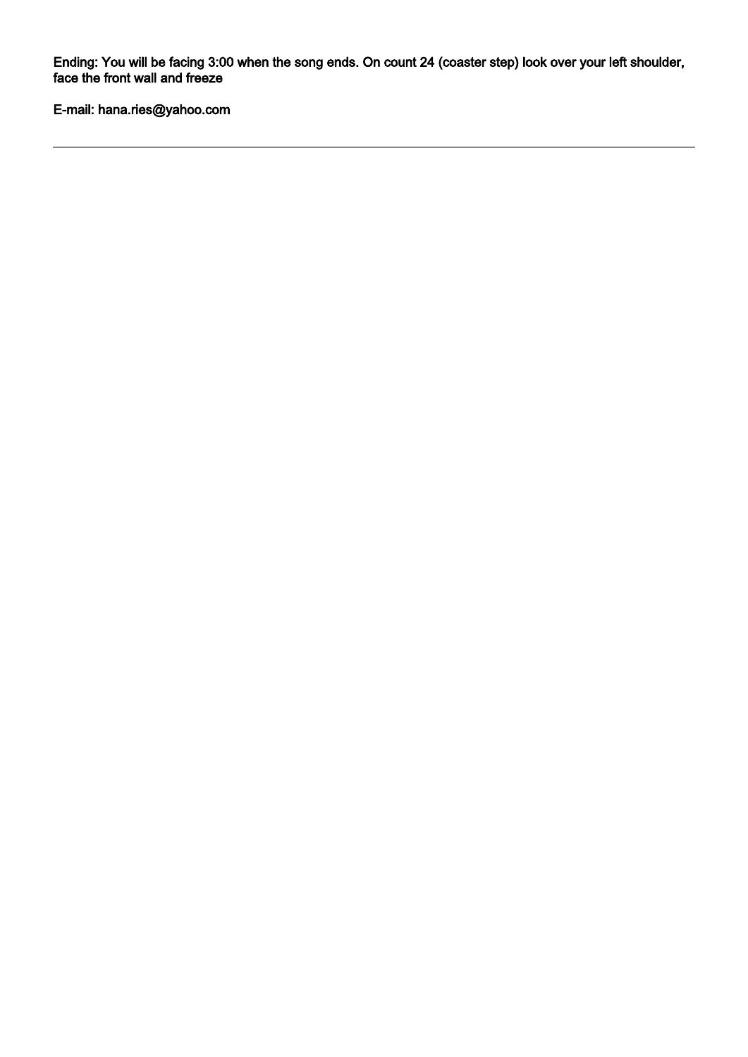Ending: You will be facing 3:00 when the song ends. On count 24 (coaster step) look over your left shoulder, face the front wall and freeze

E-mail: hana.ries@yahoo.com

---